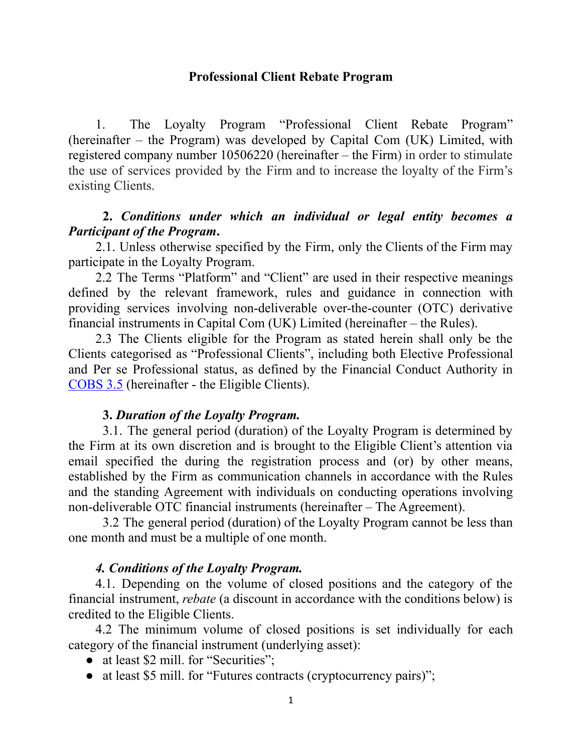# Professional Client Rebate Program

1. The Loyalty Program "Professional Client Rebate Program" (hereinafter – the Program) was developed by Capital Com (UK) Limited, with registered company number 10506220 (hereinafter – the Firm) in order to stimulate the use of services provided by the Firm and to increase the loyalty of the Firm's existing Clients.

**2. *Conditions under which an individual or legal entity becomes a Participant of the Program*.**

2.1. Unless otherwise specified by the Firm, only the Clients of the Firm may participate in the Loyalty Program.

2.2 The Terms "Platform" and "Client" are used in their respective meanings defined by the relevant framework, rules and guidance in connection with providing services involving non-deliverable over-the-counter (OTC) derivative financial instruments in Capital Com (UK) Limited (hereinafter – the Rules).

2.3 The Clients eligible for the Program as stated herein shall only be the Clients categorised as "Professional Clients", including both Elective Professional and Per se Professional status, as defined by the Financial Conduct Authority in [COBS 3.5] (hereinafter - the Eligible Clients).

**3. *Duration of the Loyalty Program.***

3.1. The general period (duration) of the Loyalty Program is determined by the Firm at its own discretion and is brought to the Eligible Client's attention via email specified the during the registration process and (or) by other means, established by the Firm as communication channels in accordance with the Rules and the standing Agreement with individuals on conducting operations involving non-deliverable OTC financial instruments (hereinafter – The Agreement).

3.2 The general period (duration) of the Loyalty Program cannot be less than one month and must be a multiple of one month.

***4. Conditions of the Loyalty Program.***

4.1. Depending on the volume of closed positions and the category of the financial instrument, *rebate* (a discount in accordance with the conditions below) is credited to the Eligible Clients.

4.2 The minimum volume of closed positions is set individually for each category of the financial instrument (underlying asset):

- at least $2 mill. for "Securities";
- at least $5 mill. for "Futures contracts (cryptocurrency pairs)";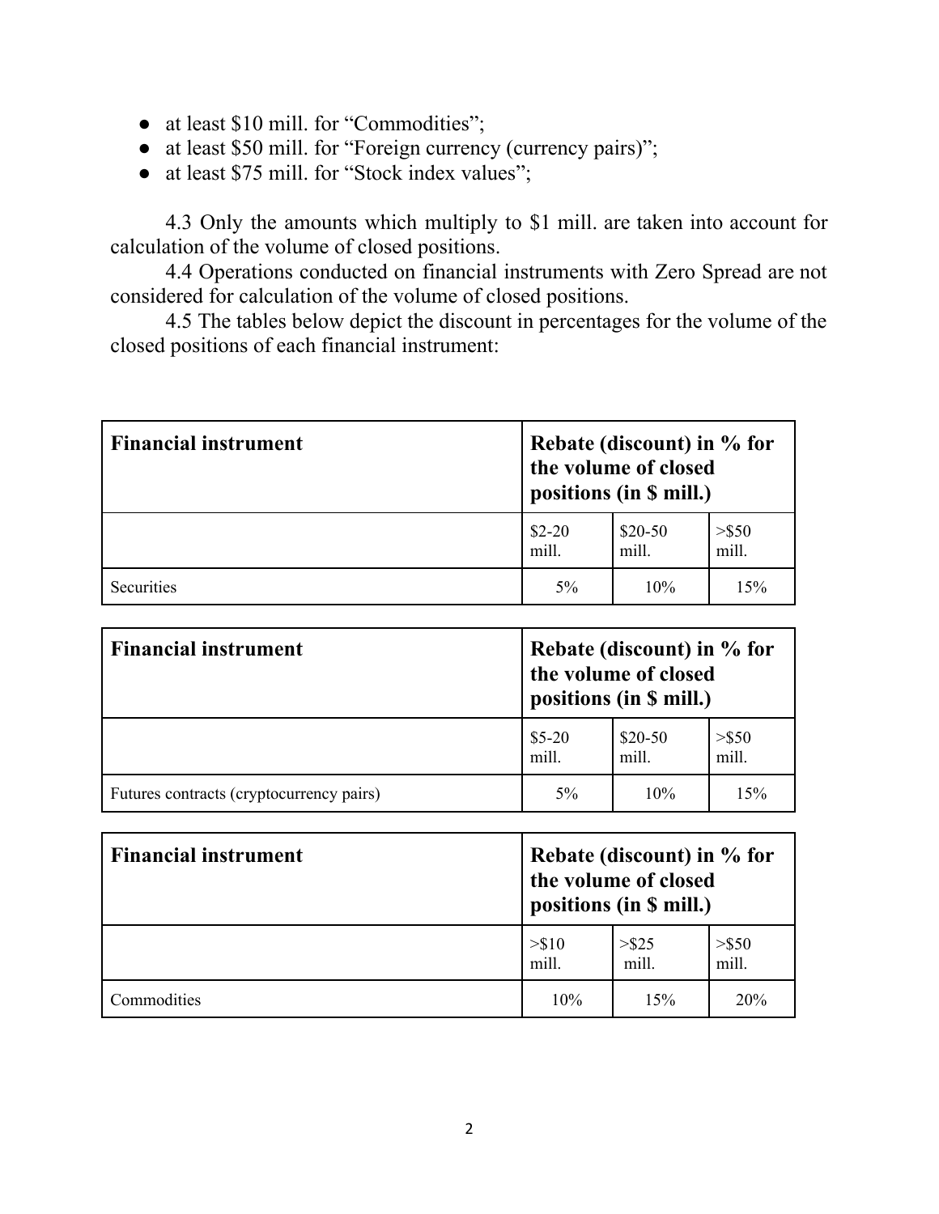- at least $10 mill. for “Commodities”;
- at least $50 mill. for “Foreign currency (currency pairs)”;
- at least $75 mill. for “Stock index values”;

4.3 Only the amounts which multiply to $1 mill. are taken into account for calculation of the volume of closed positions.

4.4 Operations conducted on financial instruments with Zero Spread are not considered for calculation of the volume of closed positions.

4.5 The tables below depict the discount in percentages for the volume of the closed positions of each financial instrument:

| **Financial instrument** | **Rebate (discount) in % for the volume of closed positions (in $ mill.)** | | |
|---|---|---|---|
| | $2-20 mill. | $20-50 mill. | >$50 mill. |
| Securities | 5% | 10% | 15% |

| **Financial instrument** | **Rebate (discount) in % for the volume of closed positions (in $ mill.)** | | |
|---|---|---|---|
| | $5-20 mill. | $20-50 mill. | >$50 mill. |
| Futures contracts (cryptocurrency pairs) | 5% | 10% | 15% |

| **Financial instrument** | **Rebate (discount) in % for the volume of closed positions (in $ mill.)** | | |
|---|---|---|---|
| | >$10 mill. | >$25 mill. | >$50 mill. |
| Commodities | 10% | 15% | 20% |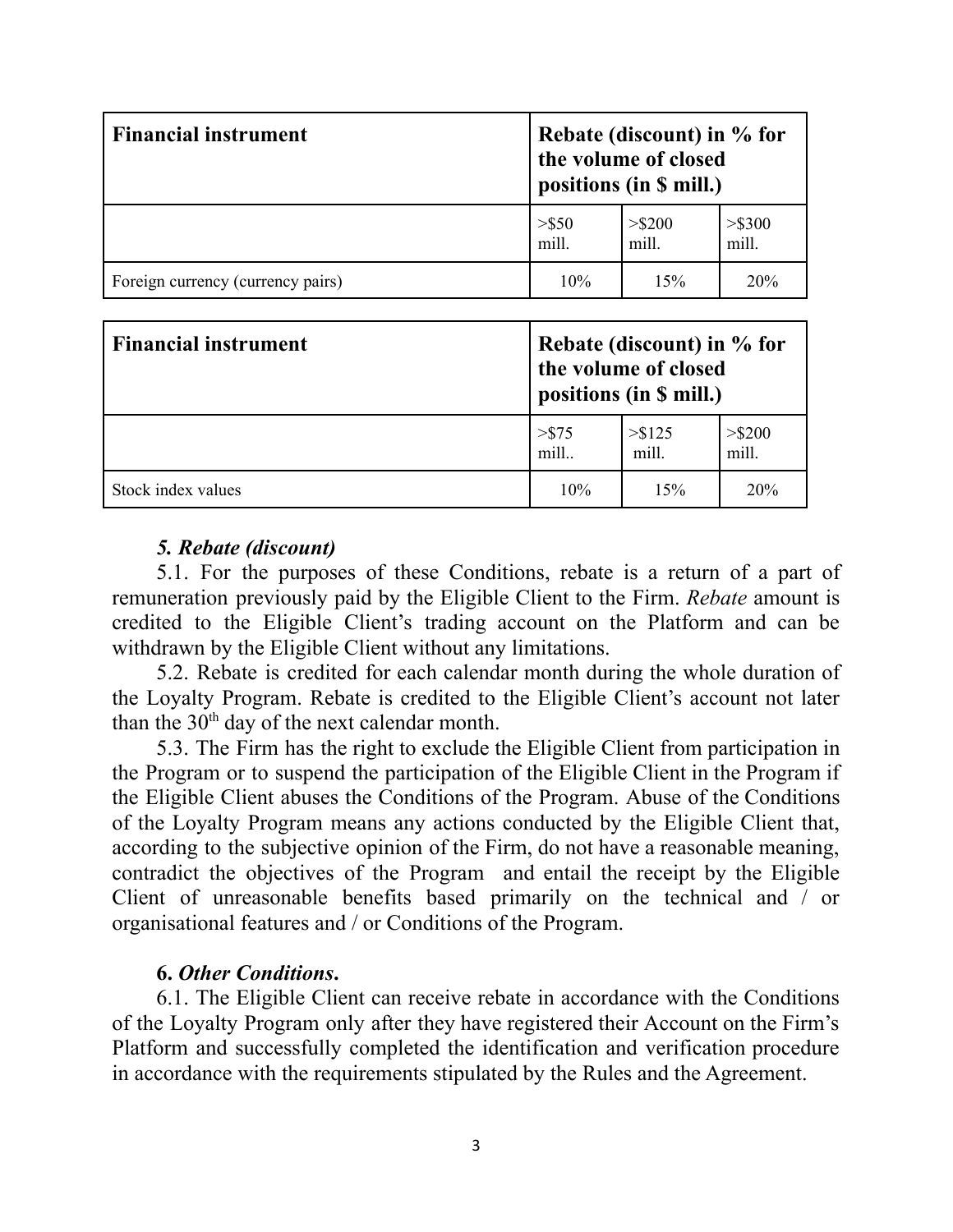| **Financial instrument** | **Rebate (discount) in % for the volume of closed positions (in $ mill.)** | | |
|---|---|---|---|
| | >$50 mill. | >$200 mill. | >$300 mill. |
| Foreign currency (currency pairs) | 10% | 15% | 20% |

| **Financial instrument** | **Rebate (discount) in % for the volume of closed positions (in $ mill.)** | | |
|---|---|---|---|
| | >$75 mill.. | >$125 mill. | >$200 mill. |
| Stock index values | 10% | 15% | 20% |

### *5. Rebate (discount)*

5.1. For the purposes of these Conditions, rebate is a return of a part of remuneration previously paid by the Eligible Client to the Firm. *Rebate* amount is credited to the Eligible Client's trading account on the Platform and can be withdrawn by the Eligible Client without any limitations.

5.2. Rebate is credited for each calendar month during the whole duration of the Loyalty Program. Rebate is credited to the Eligible Client's account not later than the 30th day of the next calendar month.

5.3. The Firm has the right to exclude the Eligible Client from participation in the Program or to suspend the participation of the Eligible Client in the Program if the Eligible Client abuses the Conditions of the Program. Abuse of the Conditions of the Loyalty Program means any actions conducted by the Eligible Client that, according to the subjective opinion of the Firm, do not have a reasonable meaning, contradict the objectives of the Program and entail the receipt by the Eligible Client of unreasonable benefits based primarily on the technical and / or organisational features and / or Conditions of the Program.

### **6.** ***Other Conditions.***

6.1. The Eligible Client can receive rebate in accordance with the Conditions of the Loyalty Program only after they have registered their Account on the Firm's Platform and successfully completed the identification and verification procedure in accordance with the requirements stipulated by the Rules and the Agreement.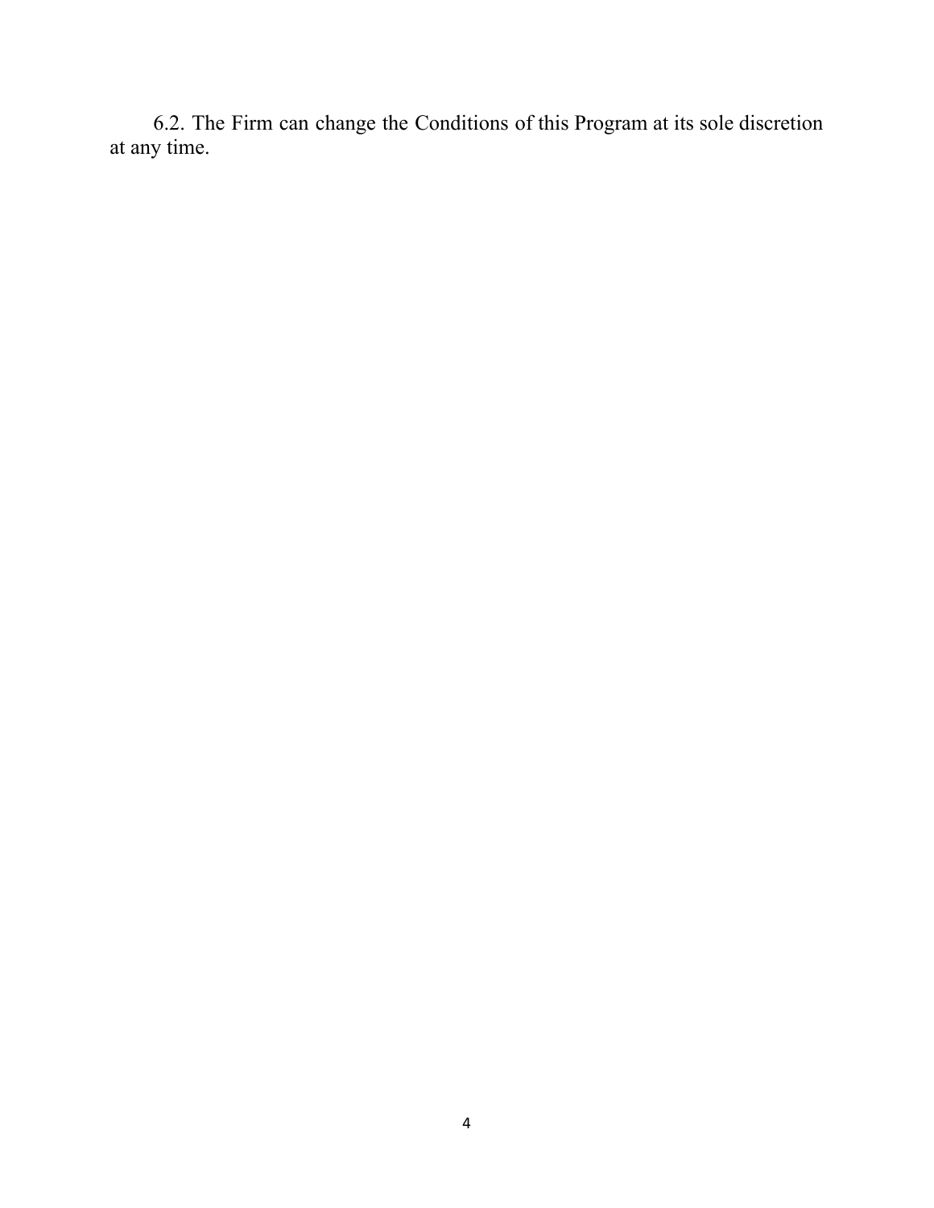6.2. The Firm can change the Conditions of this Program at its sole discretion at any time.